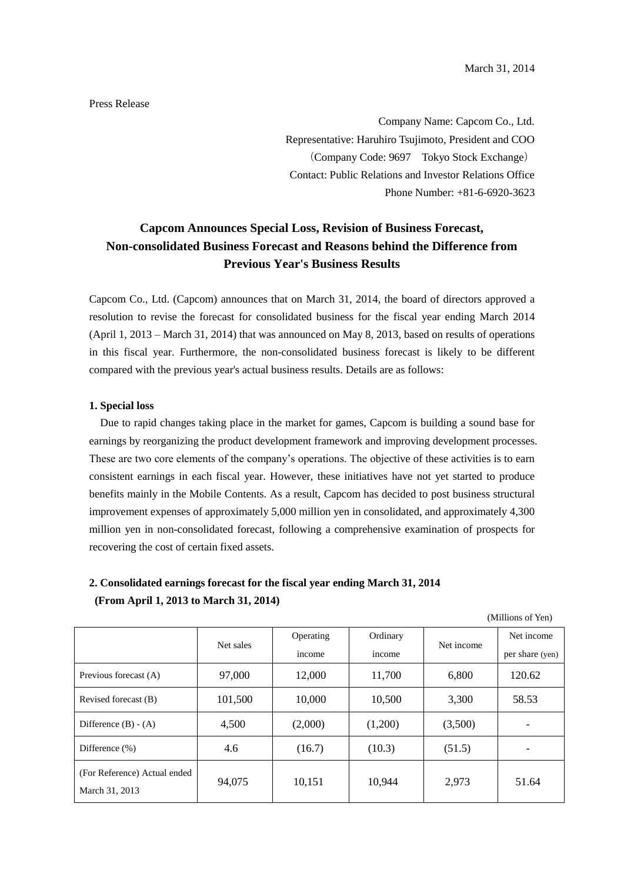March 31, 2014

Press Release

Company Name: Capcom Co., Ltd.
Representative: Haruhiro Tsujimoto, President and COO
（Company Code: 9697　Tokyo Stock Exchange）
Contact: Public Relations and Investor Relations Office
Phone Number: +81-6-6920-3623

# Capcom Announces Special Loss, Revision of Business Forecast, Non-consolidated Business Forecast and Reasons behind the Difference from Previous Year's Business Results

Capcom Co., Ltd. (Capcom) announces that on March 31, 2014, the board of directors approved a resolution to revise the forecast for consolidated business for the fiscal year ending March 2014 (April 1, 2013 – March 31, 2014) that was announced on May 8, 2013, based on results of operations in this fiscal year. Furthermore, the non-consolidated business forecast is likely to be different compared with the previous year's actual business results. Details are as follows:

### 1. Special loss

Due to rapid changes taking place in the market for games, Capcom is building a sound base for earnings by reorganizing the product development framework and improving development processes. These are two core elements of the company’s operations. The objective of these activities is to earn consistent earnings in each fiscal year. However, these initiatives have not yet started to produce benefits mainly in the Mobile Contents. As a result, Capcom has decided to post business structural improvement expenses of approximately 5,000 million yen in consolidated, and approximately 4,300 million yen in non-consolidated forecast, following a comprehensive examination of prospects for recovering the cost of certain fixed assets.

### 2. Consolidated earnings forecast for the fiscal year ending March 31, 2014 (From April 1, 2013 to March 31, 2014)

(Millions of Yen)

| | Net sales | Operating income | Ordinary income | Net income | Net income per share (yen) |
|---|---|---|---|---|---|
| Previous forecast (A) | 97,000 | 12,000 | 11,700 | 6,800 | 120.62 |
| Revised forecast (B) | 101,500 | 10,000 | 10,500 | 3,300 | 58.53 |
| Difference (B) - (A) | 4,500 | (2,000) | (1,200) | (3,500) | - |
| Difference (%) | 4.6 | (16.7) | (10.3) | (51.5) | - |
| (For Reference) Actual ended March 31, 2013 | 94,075 | 10,151 | 10,944 | 2,973 | 51.64 |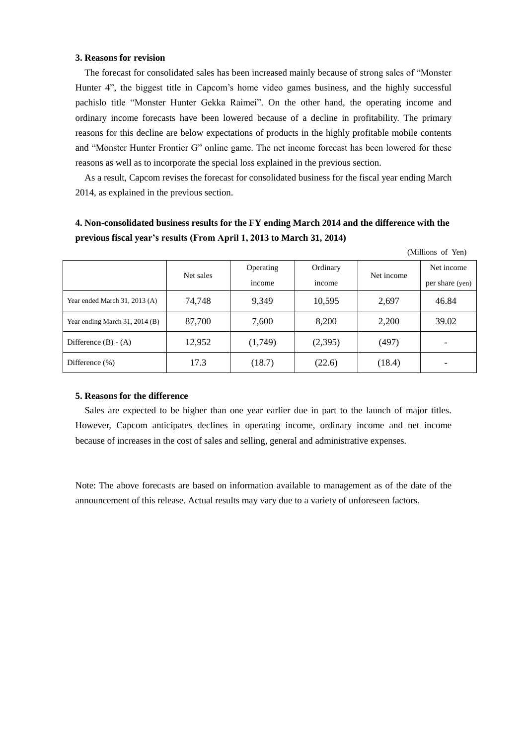### 3. Reasons for revision

The forecast for consolidated sales has been increased mainly because of strong sales of “Monster Hunter 4”, the biggest title in Capcom’s home video games business, and the highly successful pachislo title “Monster Hunter Gekka Raimei”. On the other hand, the operating income and ordinary income forecasts have been lowered because of a decline in profitability. The primary reasons for this decline are below expectations of products in the highly profitable mobile contents and “Monster Hunter Frontier G” online game. The net income forecast has been lowered for these reasons as well as to incorporate the special loss explained in the previous section.

As a result, Capcom revises the forecast for consolidated business for the fiscal year ending March 2014, as explained in the previous section.

### 4. Non-consolidated business results for the FY ending March 2014 and the difference with the previous fiscal year’s results (From April 1, 2013 to March 31, 2014)

(Millions of Yen)

| | Net sales | Operating income | Ordinary income | Net income | Net income per share (yen) |
|---|---|---|---|---|---|
| Year ended March 31, 2013 (A) | 74,748 | 9,349 | 10,595 | 2,697 | 46.84 |
| Year ending March 31, 2014 (B) | 87,700 | 7,600 | 8,200 | 2,200 | 39.02 |
| Difference (B) - (A) | 12,952 | (1,749) | (2,395) | (497) | - |
| Difference (%) | 17.3 | (18.7) | (22.6) | (18.4) | - |

### 5. Reasons for the difference

Sales are expected to be higher than one year earlier due in part to the launch of major titles. However, Capcom anticipates declines in operating income, ordinary income and net income because of increases in the cost of sales and selling, general and administrative expenses.

Note: The above forecasts are based on information available to management as of the date of the announcement of this release. Actual results may vary due to a variety of unforeseen factors.